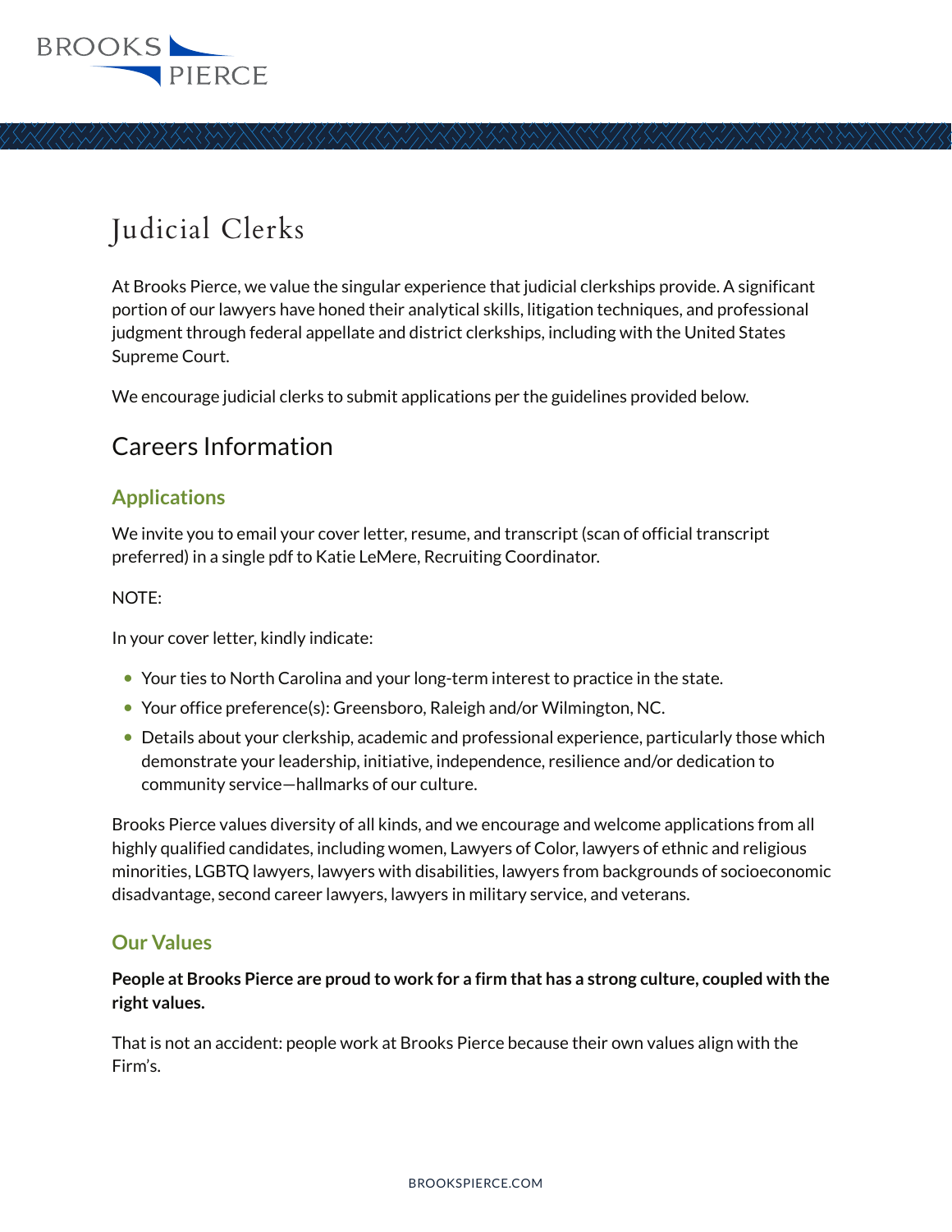# Judicial Clerks

At Brooks Pierce, we value the singular experience that judicial clerkships provide. A significant portion of our lawyers have honed their analytical skills, litigation techniques, and professional judgment through federal appellate and district clerkships, including with the United States Supreme Court.

We encourage judicial clerks to submit applications per the guidelines provided below.

## Careers Information

### Applications

We invite you to email your cover letter, resume, and transcript (scan of official transcript preferred) in a single pdf to Katie LeMere, Recruiting Coordinator.

NOTE:

In your cover letter, kindly indicate:

- Your ties to North Carolina and your long-term interest to practice in the state.
- Your office preference(s): Greensboro, Raleigh and/or Wilmington, NC.
- Details about your clerkship, academic and professional experience, particularly those which demonstrate your leadership, initiative, independence, resilience and/or dedication to community service—hallmarks of our culture.

Brooks Pierce values diversity of all kinds, and we encourage and welcome applications from all highly qualified candidates, including women, Lawyers of Color, lawyers of ethnic and religious minorities, LGBTQ lawyers, lawyers with disabilities, lawyers from backgrounds of socioeconomic disadvantage, second career lawyers, lawyers in military service, and veterans.

### Our Values

**People at Brooks Pierce are proud to work for a firm that has a strong culture, coupled with the right values.**

That is not an accident: people work at Brooks Pierce because their own values align with the Firm's.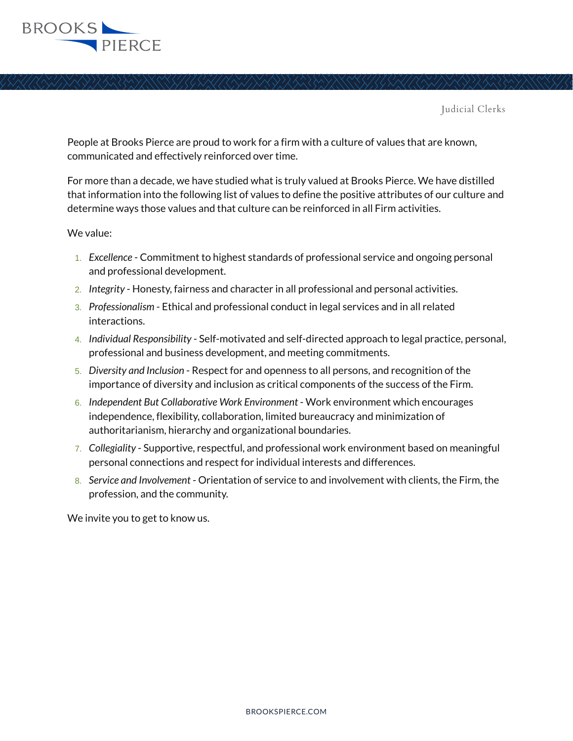People at Brooks Pierce are proud to work for a firm with a culture of values that are known, communicated and effectively reinforced over time.

For more than a decade, we have studied what is truly valued at Brooks Pierce. We have distilled that information into the following list of values to define the positive attributes of our culture and determine ways those values and that culture can be reinforced in all Firm activities.

We value:

1. *Excellence* - Commitment to highest standards of professional service and ongoing personal and professional development.
2. *Integrity* - Honesty, fairness and character in all professional and personal activities.
3. *Professionalism* - Ethical and professional conduct in legal services and in all related interactions.
4. *Individual Responsibility* - Self-motivated and self-directed approach to legal practice, personal, professional and business development, and meeting commitments.
5. *Diversity and Inclusion* - Respect for and openness to all persons, and recognition of the importance of diversity and inclusion as critical components of the success of the Firm.
6. *Independent But Collaborative Work Environment* - Work environment which encourages independence, flexibility, collaboration, limited bureaucracy and minimization of authoritarianism, hierarchy and organizational boundaries.
7. *Collegiality* - Supportive, respectful, and professional work environment based on meaningful personal connections and respect for individual interests and differences.
8. *Service and Involvement* - Orientation of service to and involvement with clients, the Firm, the profession, and the community.

We invite you to get to know us.